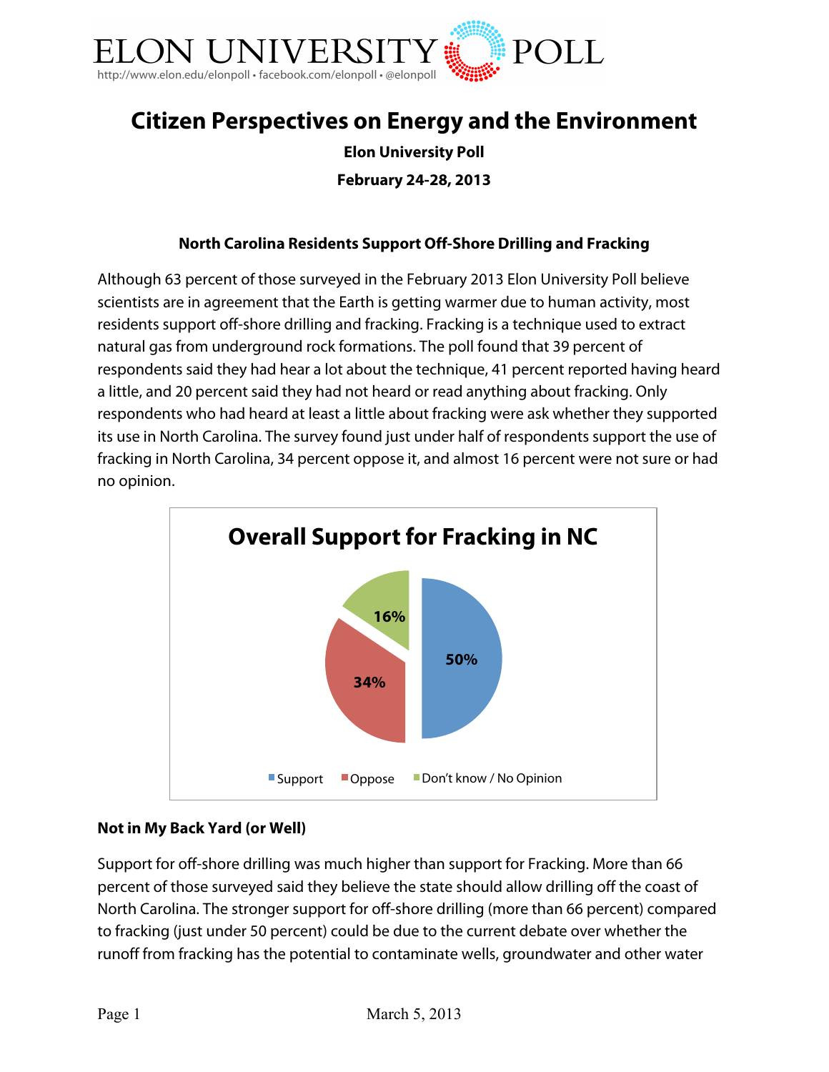ELON UNIVERSITY POLL
http://www.elon.edu/elonpoll • facebook.com/elonpoll • @elonpoll

# Citizen Perspectives on Energy and the Environment

**Elon University Poll**

**February 24-28, 2013**

### North Carolina Residents Support Off-Shore Drilling and Fracking

Although 63 percent of those surveyed in the February 2013 Elon University Poll believe scientists are in agreement that the Earth is getting warmer due to human activity, most residents support off-shore drilling and fracking. Fracking is a technique used to extract natural gas from underground rock formations. The poll found that 39 percent of respondents said they had hear a lot about the technique, 41 percent reported having heard a little, and 20 percent said they had not heard or read anything about fracking. Only respondents who had heard at least a little about fracking were ask whether they supported its use in North Carolina. The survey found just under half of respondents support the use of fracking in North Carolina, 34 percent oppose it, and almost 16 percent were not sure or had no opinion.

**Overall Support for Fracking in NC**

| Response | Percent |
|---|---|
| Support | 50% |
| Oppose | 34% |
| Don't know / No Opinion | 16% |

### Not in My Back Yard (or Well)

Support for off-shore drilling was much higher than support for Fracking. More than 66 percent of those surveyed said they believe the state should allow drilling off the coast of North Carolina. The stronger support for off-shore drilling (more than 66 percent) compared to fracking (just under 50 percent) could be due to the current debate over whether the runoff from fracking has the potential to contaminate wells, groundwater and other water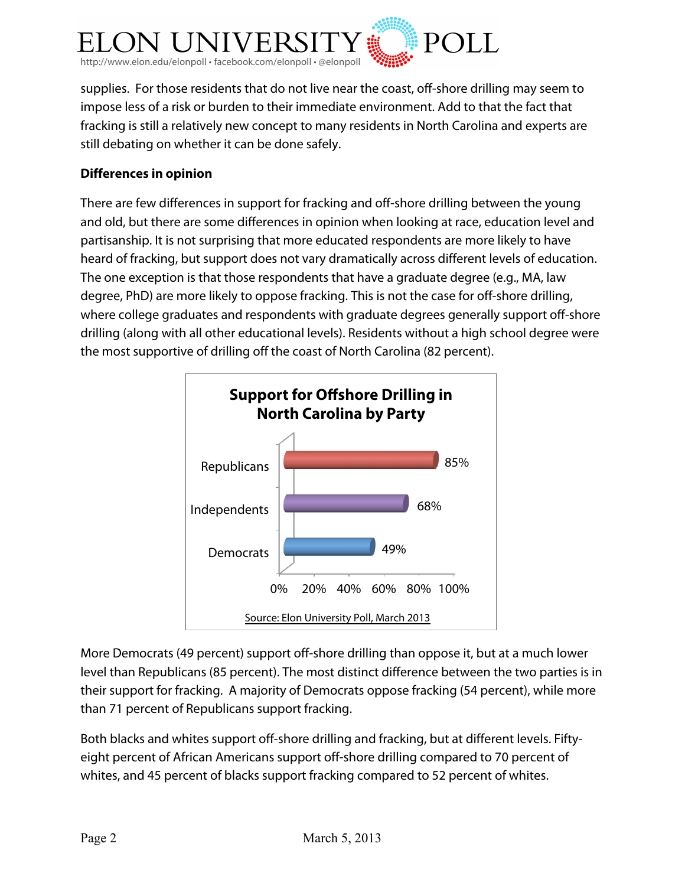supplies. For those residents that do not live near the coast, off-shore drilling may seem to impose less of a risk or burden to their immediate environment. Add to that the fact that fracking is still a relatively new concept to many residents in North Carolina and experts are still debating on whether it can be done safely.

**Differences in opinion**

There are few differences in support for fracking and off-shore drilling between the young and old, but there are some differences in opinion when looking at race, education level and partisanship. It is not surprising that more educated respondents are more likely to have heard of fracking, but support does not vary dramatically across different levels of education. The one exception is that those respondents that have a graduate degree (e.g., MA, law degree, PhD) are more likely to oppose fracking. This is not the case for off-shore drilling, where college graduates and respondents with graduate degrees generally support off-shore drilling (along with all other educational levels). Residents without a high school degree were the most supportive of drilling off the coast of North Carolina (82 percent).

**Support for Offshore Drilling in North Carolina by Party**

| Party | Support |
|---|---|
| Republicans | 85% |
| Independents | 68% |
| Democrats | 49% |

Source: Elon University Poll, March 2013

More Democrats (49 percent) support off-shore drilling than oppose it, but at a much lower level than Republicans (85 percent). The most distinct difference between the two parties is in their support for fracking. A majority of Democrats oppose fracking (54 percent), while more than 71 percent of Republicans support fracking.

Both blacks and whites support off-shore drilling and fracking, but at different levels. Fifty-eight percent of African Americans support off-shore drilling compared to 70 percent of whites, and 45 percent of blacks support fracking compared to 52 percent of whites.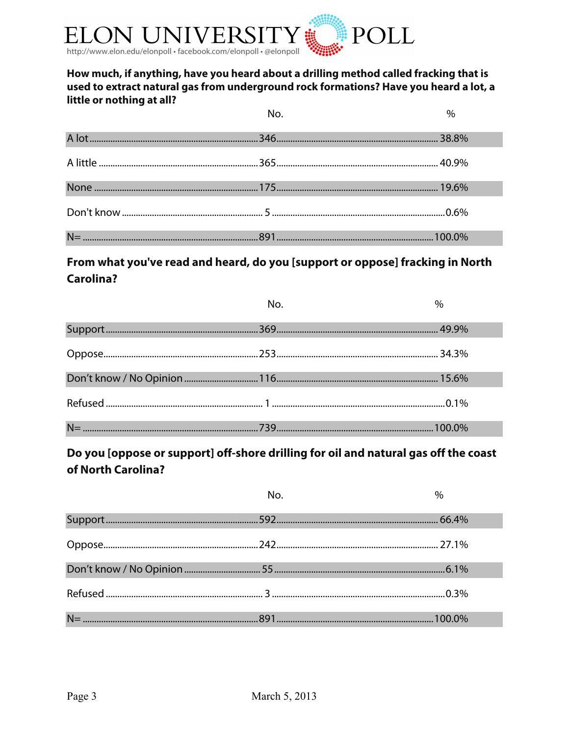**How much, if anything, have you heard about a drilling method called fracking that is used to extract natural gas from underground rock formations? Have you heard a lot, a little or nothing at all?**

| | No. | % |
|---|---|---|
| A lot | 346 | 38.8% |
| A little | 365 | 40.9% |
| None | 175 | 19.6% |
| Don't know | 5 | 0.6% |
| N= | 891 | 100.0% |

**From what you've read and heard, do you [support or oppose] fracking in North Carolina?**

| | No. | % |
|---|---|---|
| Support | 369 | 49.9% |
| Oppose | 253 | 34.3% |
| Don't know / No Opinion | 116 | 15.6% |
| Refused | 1 | 0.1% |
| N= | 739 | 100.0% |

**Do you [oppose or support] off-shore drilling for oil and natural gas off the coast of North Carolina?**

| | No. | % |
|---|---|---|
| Support | 592 | 66.4% |
| Oppose | 242 | 27.1% |
| Don't know / No Opinion | 55 | 6.1% |
| Refused | 3 | 0.3% |
| N= | 891 | 100.0% |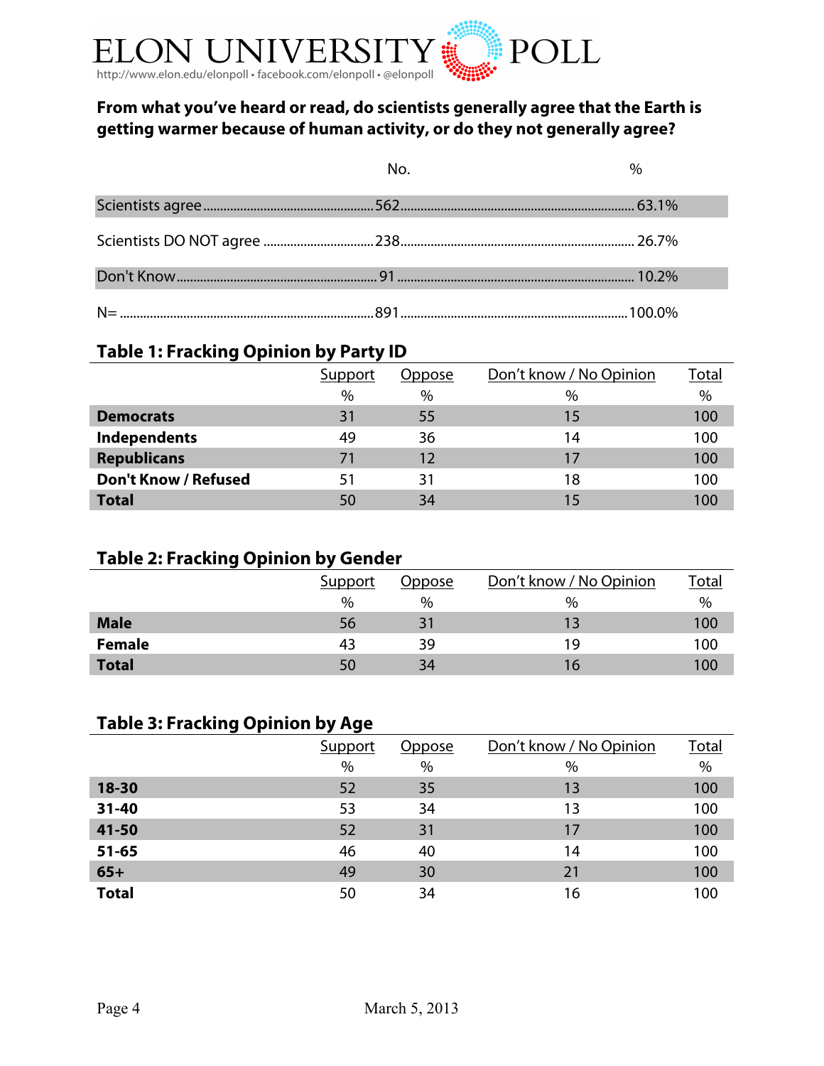**From what you've heard or read, do scientists generally agree that the Earth is getting warmer because of human activity, or do they not generally agree?**

| | No. | % |
|---|---|---|
| Scientists agree | 562 | 63.1% |
| Scientists DO NOT agree | 238 | 26.7% |
| Don't Know | 91 | 10.2% |
| N= | 891 | 100.0% |

## Table 1: Fracking Opinion by Party ID

| | Support | Oppose | Don't know / No Opinion | Total |
|---|---|---|---|---|
| | % | % | % | % |
| **Democrats** | 31 | 55 | 15 | 100 |
| **Independents** | 49 | 36 | 14 | 100 |
| **Republicans** | 71 | 12 | 17 | 100 |
| **Don't Know / Refused** | 51 | 31 | 18 | 100 |
| **Total** | 50 | 34 | 15 | 100 |

## Table 2: Fracking Opinion by Gender

| | Support | Oppose | Don't know / No Opinion | Total |
|---|---|---|---|---|
| | % | % | % | % |
| **Male** | 56 | 31 | 13 | 100 |
| **Female** | 43 | 39 | 19 | 100 |
| **Total** | 50 | 34 | 16 | 100 |

## Table 3: Fracking Opinion by Age

| | Support | Oppose | Don't know / No Opinion | Total |
|---|---|---|---|---|
| | % | % | % | % |
| **18-30** | 52 | 35 | 13 | 100 |
| **31-40** | 53 | 34 | 13 | 100 |
| **41-50** | 52 | 31 | 17 | 100 |
| **51-65** | 46 | 40 | 14 | 100 |
| **65+** | 49 | 30 | 21 | 100 |
| **Total** | 50 | 34 | 16 | 100 |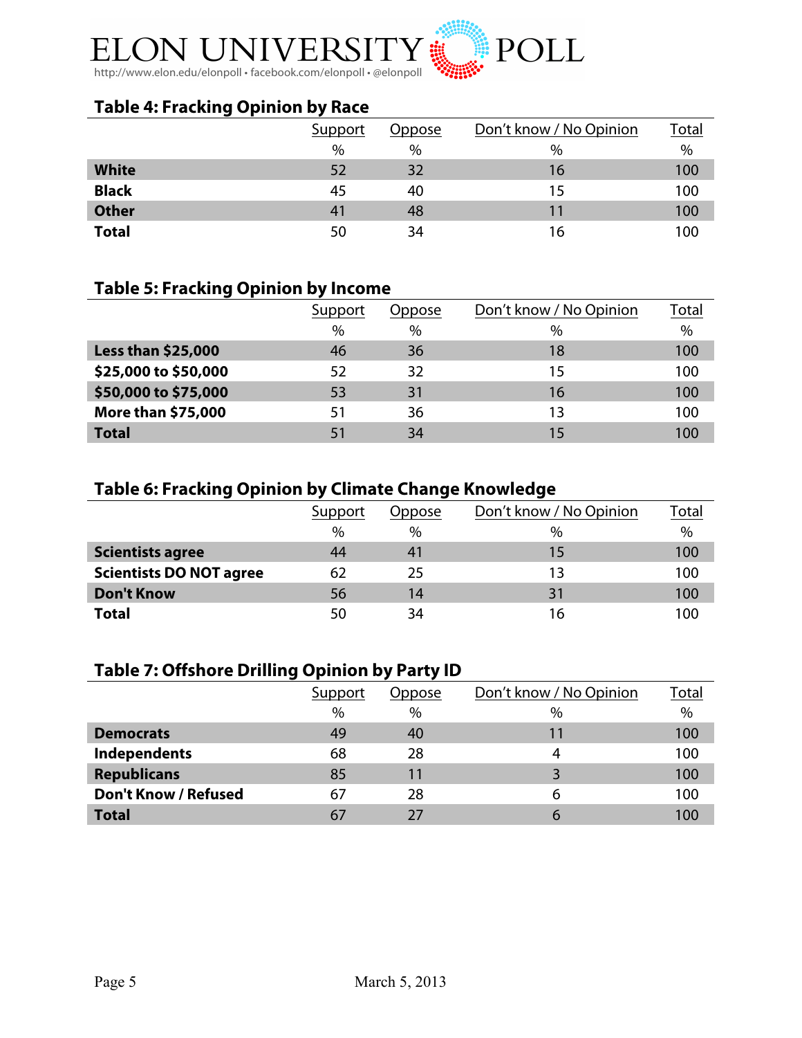### Table 4: Fracking Opinion by Race

| | Support | Oppose | Don't know / No Opinion | Total |
|---|---|---|---|---|
| | % | % | % | % |
| **White** | 52 | 32 | 16 | 100 |
| **Black** | 45 | 40 | 15 | 100 |
| **Other** | 41 | 48 | 11 | 100 |
| **Total** | 50 | 34 | 16 | 100 |

### Table 5: Fracking Opinion by Income

| | Support | Oppose | Don't know / No Opinion | Total |
|---|---|---|---|---|
| | % | % | % | % |
| **Less than $25,000** | 46 | 36 | 18 | 100 |
| **$25,000 to $50,000** | 52 | 32 | 15 | 100 |
| **$50,000 to $75,000** | 53 | 31 | 16 | 100 |
| **More than $75,000** | 51 | 36 | 13 | 100 |
| **Total** | 51 | 34 | 15 | 100 |

### Table 6: Fracking Opinion by Climate Change Knowledge

| | Support | Oppose | Don't know / No Opinion | Total |
|---|---|---|---|---|
| | % | % | % | % |
| **Scientists agree** | 44 | 41 | 15 | 100 |
| **Scientists DO NOT agree** | 62 | 25 | 13 | 100 |
| **Don't Know** | 56 | 14 | 31 | 100 |
| **Total** | 50 | 34 | 16 | 100 |

### Table 7: Offshore Drilling Opinion by Party ID

| | Support | Oppose | Don't know / No Opinion | Total |
|---|---|---|---|---|
| | % | % | % | % |
| **Democrats** | 49 | 40 | 11 | 100 |
| **Independents** | 68 | 28 | 4 | 100 |
| **Republicans** | 85 | 11 | 3 | 100 |
| **Don't Know / Refused** | 67 | 28 | 6 | 100 |
| **Total** | 67 | 27 | 6 | 100 |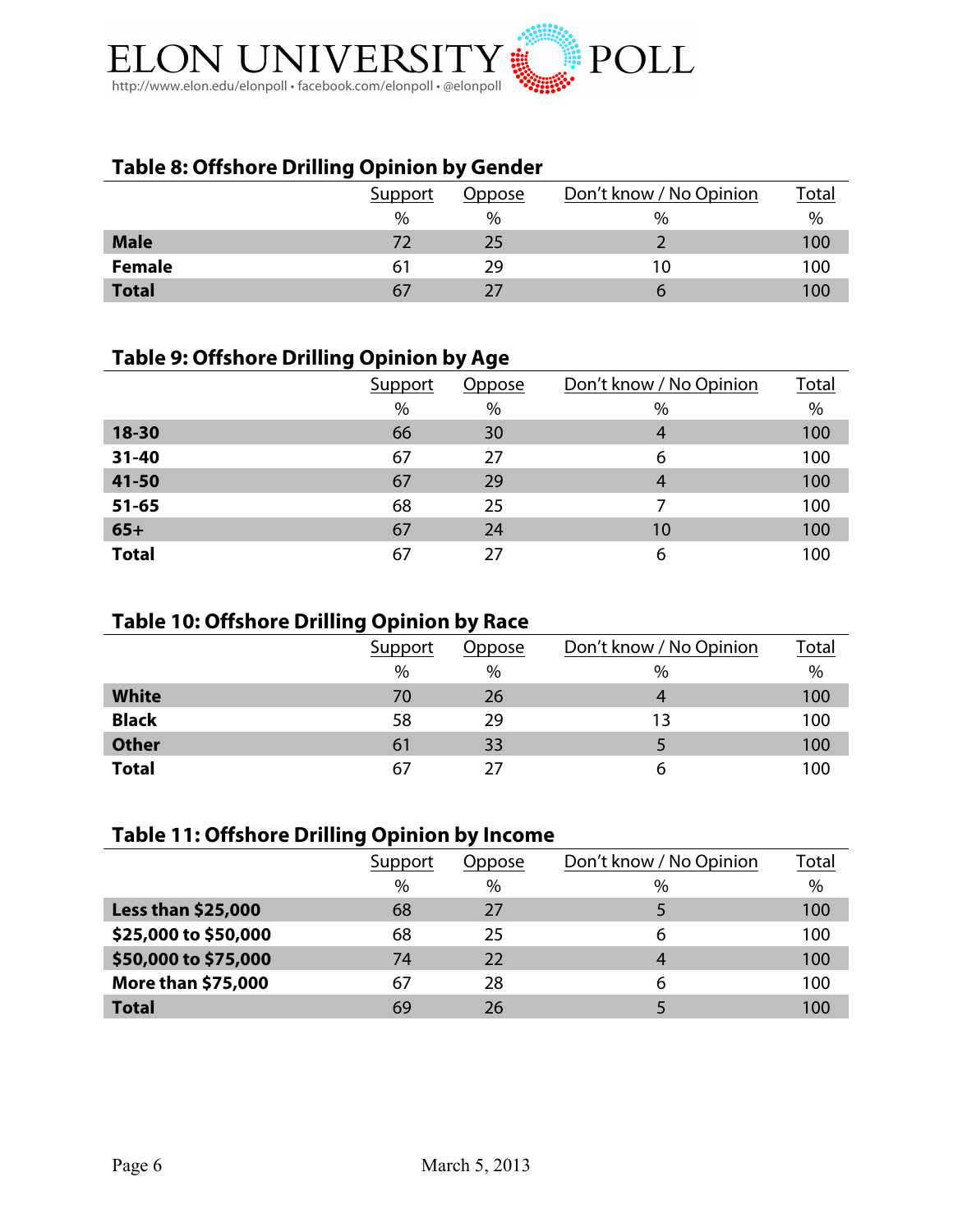### Table 8: Offshore Drilling Opinion by Gender

| | Support | Oppose | Don't know / No Opinion | Total |
|---|---|---|---|---|
| | % | % | % | % |
| **Male** | 72 | 25 | 2 | 100 |
| **Female** | 61 | 29 | 10 | 100 |
| **Total** | 67 | 27 | 6 | 100 |

### Table 9: Offshore Drilling Opinion by Age

| | Support | Oppose | Don't know / No Opinion | Total |
|---|---|---|---|---|
| | % | % | % | % |
| **18-30** | 66 | 30 | 4 | 100 |
| **31-40** | 67 | 27 | 6 | 100 |
| **41-50** | 67 | 29 | 4 | 100 |
| **51-65** | 68 | 25 | 7 | 100 |
| **65+** | 67 | 24 | 10 | 100 |
| **Total** | 67 | 27 | 6 | 100 |

### Table 10: Offshore Drilling Opinion by Race

| | Support | Oppose | Don't know / No Opinion | Total |
|---|---|---|---|---|
| | % | % | % | % |
| **White** | 70 | 26 | 4 | 100 |
| **Black** | 58 | 29 | 13 | 100 |
| **Other** | 61 | 33 | 5 | 100 |
| **Total** | 67 | 27 | 6 | 100 |

### Table 11: Offshore Drilling Opinion by Income

| | Support | Oppose | Don't know / No Opinion | Total |
|---|---|---|---|---|
| | % | % | % | % |
| **Less than $25,000** | 68 | 27 | 5 | 100 |
| **$25,000 to $50,000** | 68 | 25 | 6 | 100 |
| **$50,000 to $75,000** | 74 | 22 | 4 | 100 |
| **More than $75,000** | 67 | 28 | 6 | 100 |
| **Total** | 69 | 26 | 5 | 100 |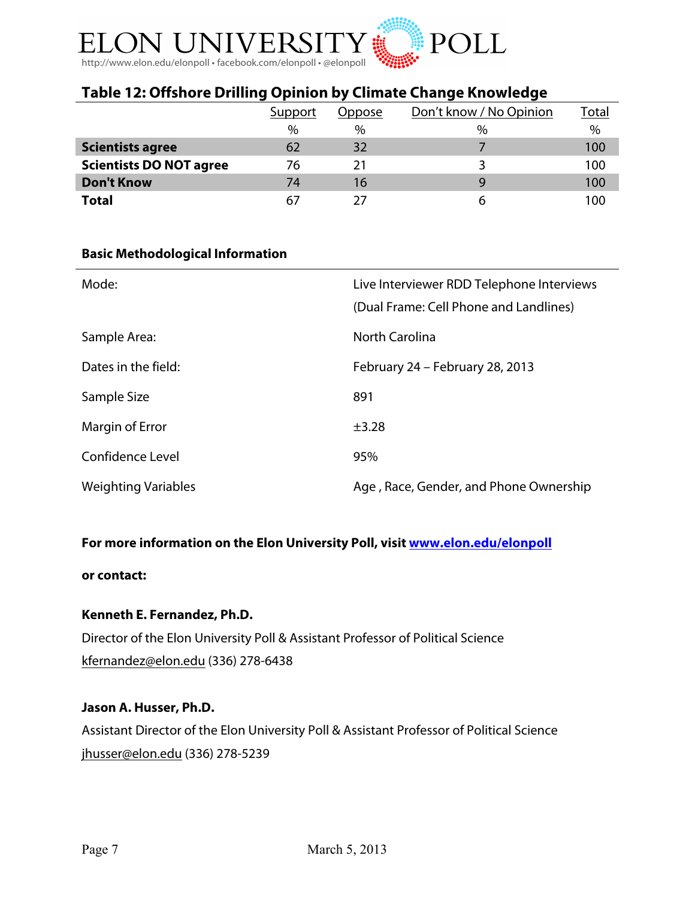## Table 12: Offshore Drilling Opinion by Climate Change Knowledge

| | Support | Oppose | Don't know / No Opinion | Total |
|---|---|---|---|---|
| | % | % | % | % |
| **Scientists agree** | 62 | 32 | 7 | 100 |
| **Scientists DO NOT agree** | 76 | 21 | 3 | 100 |
| **Don't Know** | 74 | 16 | 9 | 100 |
| **Total** | 67 | 27 | 6 | 100 |

### Basic Methodological Information

| | |
|---|---|
| Mode: | Live Interviewer RDD Telephone Interviews (Dual Frame: Cell Phone and Landlines) |
| Sample Area: | North Carolina |
| Dates in the field: | February 24 – February 28, 2013 |
| Sample Size | 891 |
| Margin of Error | ±3.28 |
| Confidence Level | 95% |
| Weighting Variables | Age , Race, Gender, and Phone Ownership |

**For more information on the Elon University Poll, visit www.elon.edu/elonpoll**

**or contact:**

**Kenneth E. Fernandez, Ph.D.**
Director of the Elon University Poll & Assistant Professor of Political Science
kfernandez@elon.edu (336) 278-6438

**Jason A. Husser, Ph.D.**
Assistant Director of the Elon University Poll & Assistant Professor of Political Science
jhusser@elon.edu (336) 278-5239